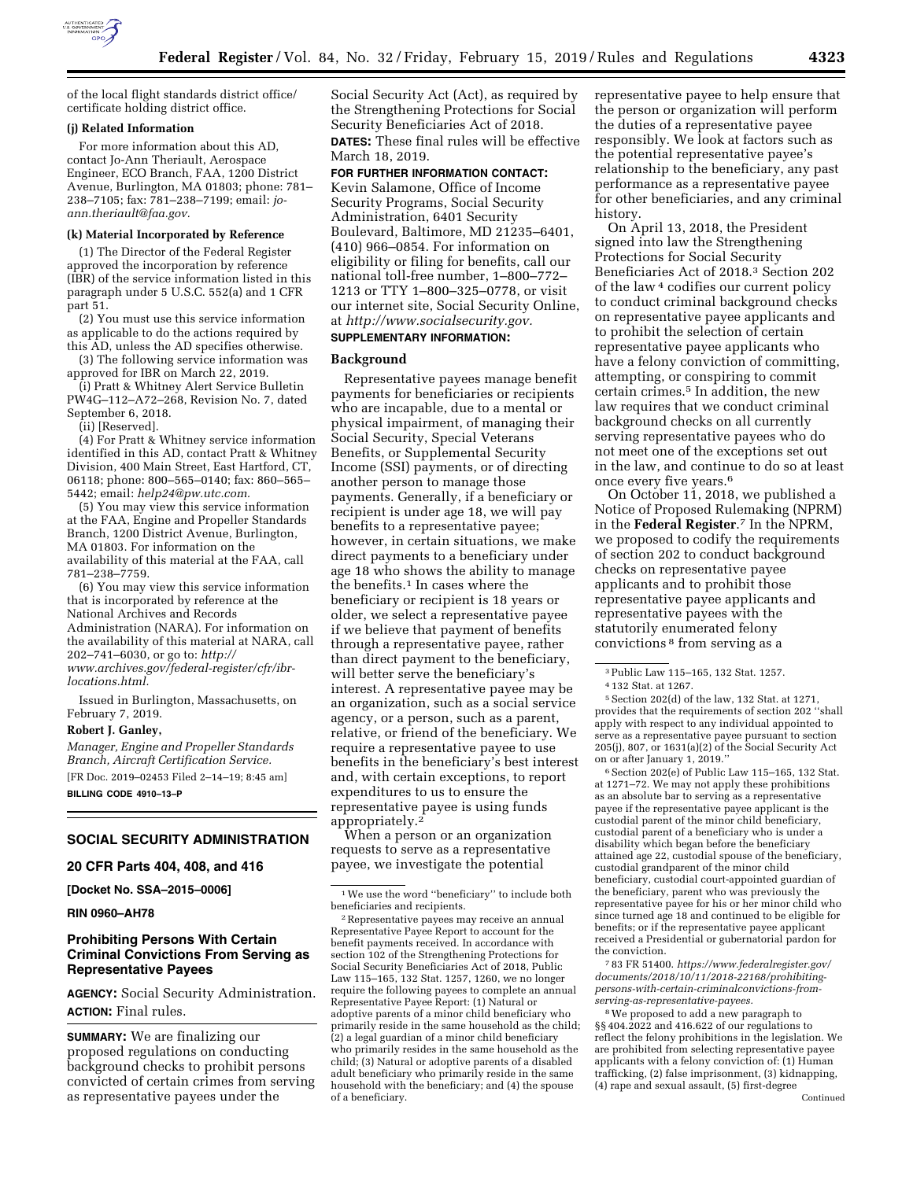of the local flight standards district office/certificate holding district office.

**(j) Related Information**

For more information about this AD, contact Jo-Ann Theriault, Aerospace Engineer, ECO Branch, FAA, 1200 District Avenue, Burlington, MA 01803; phone: 781–238–7105; fax: 781–238–7199; email: *jo-ann.theriault@faa.gov.*

**(k) Material Incorporated by Reference**

(1) The Director of the Federal Register approved the incorporation by reference (IBR) of the service information listed in this paragraph under 5 U.S.C. 552(a) and 1 CFR part 51.

(2) You must use this service information as applicable to do the actions required by this AD, unless the AD specifies otherwise.

(3) The following service information was approved for IBR on March 22, 2019.

(i) Pratt & Whitney Alert Service Bulletin PW4G–112–A72–268, Revision No. 7, dated September 6, 2018.

(ii) [Reserved].

(4) For Pratt & Whitney service information identified in this AD, contact Pratt & Whitney Division, 400 Main Street, East Hartford, CT, 06118; phone: 800–565–0140; fax: 860–565–5442; email: *help24@pw.utc.com.*

(5) You may view this service information at the FAA, Engine and Propeller Standards Branch, 1200 District Avenue, Burlington, MA 01803. For information on the availability of this material at the FAA, call 781–238–7759.

(6) You may view this service information that is incorporated by reference at the National Archives and Records Administration (NARA). For information on the availability of this material at NARA, call 202–741–6030, or go to: *http://www.archives.gov/federal-register/cfr/ibr-locations.html.*

Issued in Burlington, Massachusetts, on February 7, 2019.

**Robert J. Ganley,**

*Manager, Engine and Propeller Standards Branch, Aircraft Certification Service.*

[FR Doc. 2019–02453 Filed 2–14–19; 8:45 am]

**BILLING CODE 4910–13–P**

---

## SOCIAL SECURITY ADMINISTRATION

### 20 CFR Parts 404, 408, and 416

**[Docket No. SSA–2015–0006]**

**RIN 0960–AH78**

### Prohibiting Persons With Certain Criminal Convictions From Serving as Representative Payees

**AGENCY:** Social Security Administration.

**ACTION:** Final rules.

**SUMMARY:** We are finalizing our proposed regulations on conducting background checks to prohibit persons convicted of certain crimes from serving as representative payees under the Social Security Act (Act), as required by the Strengthening Protections for Social Security Beneficiaries Act of 2018.

**DATES:** These final rules will be effective March 18, 2019.

**FOR FURTHER INFORMATION CONTACT:** Kevin Salamone, Office of Income Security Programs, Social Security Administration, 6401 Security Boulevard, Baltimore, MD 21235–6401, (410) 966–0854. For information on eligibility or filing for benefits, call our national toll-free number, 1–800–772–1213 or TTY 1–800–325–0778, or visit our internet site, Social Security Online, at *http://www.socialsecurity.gov.*

**SUPPLEMENTARY INFORMATION:**

#### Background

Representative payees manage benefit payments for beneficiaries or recipients who are incapable, due to a mental or physical impairment, of managing their Social Security, Special Veterans Benefits, or Supplemental Security Income (SSI) payments, or of directing another person to manage those payments. Generally, if a beneficiary or recipient is under age 18, we will pay benefits to a representative payee; however, in certain situations, we make direct payments to a beneficiary under age 18 who shows the ability to manage the benefits.[1] In cases where the beneficiary or recipient is 18 years or older, we select a representative payee if we believe that payment of benefits through a representative payee, rather than direct payment to the beneficiary, will better serve the beneficiary's interest. A representative payee may be an organization, such as a social service agency, or a person, such as a parent, relative, or friend of the beneficiary. We require a representative payee to use benefits in the beneficiary's best interest and, with certain exceptions, to report expenditures to us to ensure the representative payee is using funds appropriately.[2]

When a person or an organization requests to serve as a representative payee, we investigate the potential representative payee to help ensure that the person or organization will perform the duties of a representative payee responsibly. We look at factors such as the potential representative payee's relationship to the beneficiary, any past performance as a representative payee for other beneficiaries, and any criminal history.

On April 13, 2018, the President signed into law the Strengthening Protections for Social Security Beneficiaries Act of 2018.[3] Section 202 of the law[4] codifies our current policy to conduct criminal background checks on representative payee applicants and to prohibit the selection of certain representative payee applicants who have a felony conviction of committing, attempting, or conspiring to commit certain crimes.[5] In addition, the new law requires that we conduct criminal background checks on all currently serving representative payees who do not meet one of the exceptions set out in the law, and continue to do so at least once every five years.[6]

On October 11, 2018, we published a Notice of Proposed Rulemaking (NPRM) in the **Federal Register**.[7] In the NPRM, we proposed to codify the requirements of section 202 to conduct background checks on representative payee applicants and to prohibit those representative payee applicants and representative payees with the statutorily enumerated felony convictions[8] from serving as a

---

[1] We use the word "beneficiary" to include both beneficiaries and recipients.

[2] Representative payees may receive an annual Representative Payee Report to account for the benefit payments received. In accordance with section 102 of the Strengthening Protections for Social Security Beneficiaries Act of 2018, Public Law 115–165, 132 Stat. 1257, 1260, we no longer require the following payees to complete an annual Representative Payee Report: (1) Natural or adoptive parents of a minor child beneficiary who primarily reside in the same household as the child; (2) a legal guardian of a minor child beneficiary who primarily resides in the same household as the child; (3) Natural or adoptive parents of a disabled adult beneficiary who primarily reside in the same household with the beneficiary; and (4) the spouse of a beneficiary.

[3] Public Law 115–165, 132 Stat. 1257.

[4] 132 Stat. at 1267.

[5] Section 202(d) of the law, 132 Stat. at 1271, provides that the requirements of section 202 "shall apply with respect to any individual appointed to serve as a representative payee pursuant to section 205(j), 807, or 1631(a)(2) of the Social Security Act on or after January 1, 2019."

[6] Section 202(e) of Public Law 115–165, 132 Stat. at 1271–72. We may not apply these prohibitions as an absolute bar to serving as a representative payee if the representative payee applicant is the custodial parent of the minor child beneficiary, custodial parent of a beneficiary who is under a disability which began before the beneficiary attained age 22, custodial spouse of the beneficiary, custodial grandparent of the minor child beneficiary, custodial court-appointed guardian of the beneficiary, parent who was previously the representative payee for his or her minor child who since turned age 18 and continued to be eligible for benefits; or if the representative payee applicant received a Presidential or gubernatorial pardon for the conviction.

[7] 83 FR 51400. *https://www.federalregister.gov/documents/2018/10/11/2018-22168/prohibiting-persons-with-certain-criminalconvictions-from-serving-as-representative-payees.*

[8] We proposed to add a new paragraph to §§ 404.2022 and 416.622 of our regulations to reflect the felony prohibitions in the legislation. We are prohibited from selecting representative payee applicants with a felony conviction of: (1) Human trafficking, (2) false imprisonment, (3) kidnapping, (4) rape and sexual assault, (5) first-degree

Continued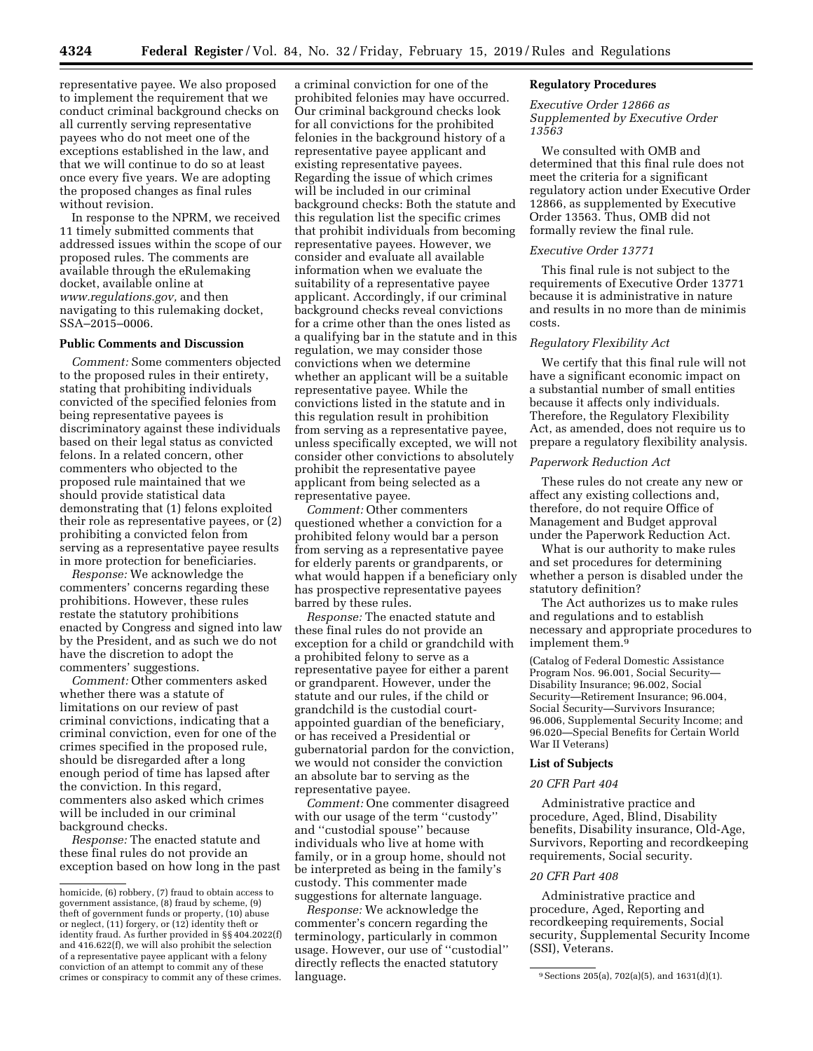representative payee. We also proposed to implement the requirement that we conduct criminal background checks on all currently serving representative payees who do not meet one of the exceptions established in the law, and that we will continue to do so at least once every five years. We are adopting the proposed changes as final rules without revision.

In response to the NPRM, we received 11 timely submitted comments that addressed issues within the scope of our proposed rules. The comments are available through the eRulemaking docket, available online at *www.regulations.gov,* and then navigating to this rulemaking docket, SSA–2015–0006.

**Public Comments and Discussion**

*Comment:* Some commenters objected to the proposed rules in their entirety, stating that prohibiting individuals convicted of the specified felonies from being representative payees is discriminatory against these individuals based on their legal status as convicted felons. In a related concern, other commenters who objected to the proposed rule maintained that we should provide statistical data demonstrating that (1) felons exploited their role as representative payees, or (2) prohibiting a convicted felon from serving as a representative payee results in more protection for beneficiaries.

*Response:* We acknowledge the commenters' concerns regarding these prohibitions. However, these rules restate the statutory prohibitions enacted by Congress and signed into law by the President, and as such we do not have the discretion to adopt the commenters' suggestions.

*Comment:* Other commenters asked whether there was a statute of limitations on our review of past criminal convictions, indicating that a criminal conviction, even for one of the crimes specified in the proposed rule, should be disregarded after a long enough period of time has lapsed after the conviction. In this regard, commenters also asked which crimes will be included in our criminal background checks.

*Response:* The enacted statute and these final rules do not provide an exception based on how long in the past a criminal conviction for one of the prohibited felonies may have occurred. Our criminal background checks look for all convictions for the prohibited felonies in the background history of a representative payee applicant and existing representative payees. Regarding the issue of which crimes will be included in our criminal background checks: Both the statute and this regulation list the specific crimes that prohibit individuals from becoming representative payees. However, we consider and evaluate all available information when we evaluate the suitability of a representative payee applicant. Accordingly, if our criminal background checks reveal convictions for a crime other than the ones listed as a qualifying bar in the statute and in this regulation, we may consider those convictions when we determine whether an applicant will be a suitable representative payee. While the convictions listed in the statute and in this regulation result in prohibition from serving as a representative payee, unless specifically excepted, we will not consider other convictions to absolutely prohibit the representative payee applicant from being selected as a representative payee.

*Comment:* Other commenters questioned whether a conviction for a prohibited felony would bar a person from serving as a representative payee for elderly parents or grandparents, or what would happen if a beneficiary only has prospective representative payees barred by these rules.

*Response:* The enacted statute and these final rules do not provide an exception for a child or grandchild with a prohibited felony to serve as a representative payee for either a parent or grandparent. However, under the statute and our rules, if the child or grandchild is the custodial court-appointed guardian of the beneficiary, or has received a Presidential or gubernatorial pardon for the conviction, we would not consider the conviction an absolute bar to serving as the representative payee.

*Comment:* One commenter disagreed with our usage of the term "custody" and "custodial spouse" because individuals who live at home with family, or in a group home, should not be interpreted as being in the family's custody. This commenter made suggestions for alternate language.

*Response:* We acknowledge the commenter's concern regarding the terminology, particularly in common usage. However, our use of "custodial" directly reflects the enacted statutory language.

**Regulatory Procedures**

*Executive Order 12866 as Supplemented by Executive Order 13563*

We consulted with OMB and determined that this final rule does not meet the criteria for a significant regulatory action under Executive Order 12866, as supplemented by Executive Order 13563. Thus, OMB did not formally review the final rule.

*Executive Order 13771*

This final rule is not subject to the requirements of Executive Order 13771 because it is administrative in nature and results in no more than de minimis costs.

*Regulatory Flexibility Act*

We certify that this final rule will not have a significant economic impact on a substantial number of small entities because it affects only individuals. Therefore, the Regulatory Flexibility Act, as amended, does not require us to prepare a regulatory flexibility analysis.

*Paperwork Reduction Act*

These rules do not create any new or affect any existing collections and, therefore, do not require Office of Management and Budget approval under the Paperwork Reduction Act.

What is our authority to make rules and set procedures for determining whether a person is disabled under the statutory definition?

The Act authorizes us to make rules and regulations and to establish necessary and appropriate procedures to implement them.[9]

(Catalog of Federal Domestic Assistance Program Nos. 96.001, Social Security—Disability Insurance; 96.002, Social Security—Retirement Insurance; 96.004, Social Security—Survivors Insurance; 96.006, Supplemental Security Income; and 96.020—Special Benefits for Certain World War II Veterans)

**List of Subjects**

*20 CFR Part 404*

Administrative practice and procedure, Aged, Blind, Disability benefits, Disability insurance, Old-Age, Survivors, Reporting and recordkeeping requirements, Social security.

*20 CFR Part 408*

Administrative practice and procedure, Aged, Reporting and recordkeeping requirements, Social security, Supplemental Security Income (SSI), Veterans.

---

homicide, (6) robbery, (7) fraud to obtain access to government assistance, (8) fraud by scheme, (9) theft of government funds or property, (10) abuse or neglect, (11) forgery, or (12) identity theft or identity fraud. As further provided in §§ 404.2022(f) and 416.622(f), we will also prohibit the selection of a representative payee applicant with a felony conviction of an attempt to commit any of these crimes or conspiracy to commit any of these crimes.

[9] Sections 205(a), 702(a)(5), and 1631(d)(1).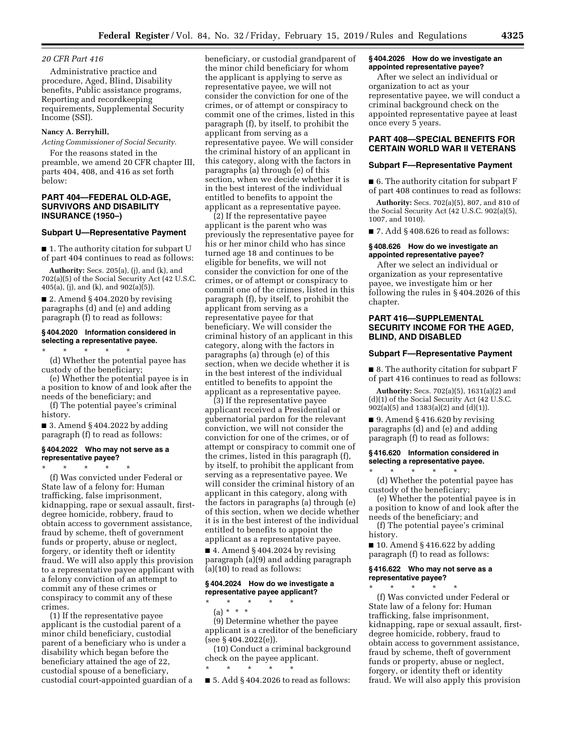*20 CFR Part 416*

Administrative practice and procedure, Aged, Blind, Disability benefits, Public assistance programs, Reporting and recordkeeping requirements, Supplemental Security Income (SSI).

**Nancy A. Berryhill,**

*Acting Commissioner of Social Security.*

For the reasons stated in the preamble, we amend 20 CFR chapter III, parts 404, 408, and 416 as set forth below:

## PART 404—FEDERAL OLD-AGE, SURVIVORS AND DISABILITY INSURANCE (1950–)

### Subpart U—Representative Payment

■ 1. The authority citation for subpart U of part 404 continues to read as follows:

**Authority:** Secs. 205(a), (j), and (k), and 702(a)(5) of the Social Security Act (42 U.S.C. 405(a), (j), and (k), and 902(a)(5)).

■ 2. Amend § 404.2020 by revising paragraphs (d) and (e) and adding paragraph (f) to read as follows:

#### § 404.2020 Information considered in selecting a representative payee.

\* \* \* \* \*

(d) Whether the potential payee has custody of the beneficiary;

(e) Whether the potential payee is in a position to know of and look after the needs of the beneficiary; and

(f) The potential payee's criminal history.

■ 3. Amend § 404.2022 by adding paragraph (f) to read as follows:

#### § 404.2022 Who may not serve as a representative payee?

\* \* \* \* \*

(f) Was convicted under Federal or State law of a felony for: Human trafficking, false imprisonment, kidnapping, rape or sexual assault, first-degree homicide, robbery, fraud to obtain access to government assistance, fraud by scheme, theft of government funds or property, abuse or neglect, forgery, or identity theft or identity fraud. We will also apply this provision to a representative payee applicant with a felony conviction of an attempt to commit any of these crimes or conspiracy to commit any of these crimes.

(1) If the representative payee applicant is the custodial parent of a minor child beneficiary, custodial parent of a beneficiary who is under a disability which began before the beneficiary attained the age of 22, custodial spouse of a beneficiary, custodial court-appointed guardian of a beneficiary, or custodial grandparent of the minor child beneficiary for whom the applicant is applying to serve as representative payee, we will not consider the conviction for one of the crimes, or of attempt or conspiracy to commit one of the crimes, listed in this paragraph (f), by itself, to prohibit the applicant from serving as a representative payee. We will consider the criminal history of an applicant in this category, along with the factors in paragraphs (a) through (e) of this section, when we decide whether it is in the best interest of the individual entitled to benefits to appoint the applicant as a representative payee.

(2) If the representative payee applicant is the parent who was previously the representative payee for his or her minor child who has since turned age 18 and continues to be eligible for benefits, we will not consider the conviction for one of the crimes, or of attempt or conspiracy to commit one of the crimes, listed in this paragraph (f), by itself, to prohibit the applicant from serving as a representative payee for that beneficiary. We will consider the criminal history of an applicant in this category, along with the factors in paragraphs (a) through (e) of this section, when we decide whether it is in the best interest of the individual entitled to benefits to appoint the applicant as a representative payee.

(3) If the representative payee applicant received a Presidential or gubernatorial pardon for the relevant conviction, we will not consider the conviction for one of the crimes, or of attempt or conspiracy to commit one of the crimes, listed in this paragraph (f), by itself, to prohibit the applicant from serving as a representative payee. We will consider the criminal history of an applicant in this category, along with the factors in paragraphs (a) through (e) of this section, when we decide whether it is in the best interest of the individual entitled to benefits to appoint the applicant as a representative payee.

■ 4. Amend § 404.2024 by revising paragraph (a)(9) and adding paragraph (a)(10) to read as follows:

#### § 404.2024 How do we investigate a representative payee applicant?

\* \* \* \* \*

(a) \* \* \*

(9) Determine whether the payee applicant is a creditor of the beneficiary (see § 404.2022(e)).

(10) Conduct a criminal background check on the payee applicant.

\* \* \* \* \*

■ 5. Add § 404.2026 to read as follows:

#### § 404.2026 How do we investigate an appointed representative payee?

After we select an individual or organization to act as your representative payee, we will conduct a criminal background check on the appointed representative payee at least once every 5 years.

## PART 408—SPECIAL BENEFITS FOR CERTAIN WORLD WAR II VETERANS

### Subpart F—Representative Payment

■ 6. The authority citation for subpart F of part 408 continues to read as follows:

**Authority:** Secs. 702(a)(5), 807, and 810 of the Social Security Act (42 U.S.C. 902(a)(5), 1007, and 1010).

■ 7. Add § 408.626 to read as follows:

#### § 408.626 How do we investigate an appointed representative payee?

After we select an individual or organization as your representative payee, we investigate him or her following the rules in § 404.2026 of this chapter.

## PART 416—SUPPLEMENTAL SECURITY INCOME FOR THE AGED, BLIND, AND DISABLED

### Subpart F—Representative Payment

■ 8. The authority citation for subpart F of part 416 continues to read as follows:

**Authority:** Secs. 702(a)(5), 1631(a)(2) and (d)(1) of the Social Security Act (42 U.S.C. 902(a)(5) and 1383(a)(2) and (d)(1)).

■ 9. Amend § 416.620 by revising paragraphs (d) and (e) and adding paragraph (f) to read as follows:

#### § 416.620 Information considered in selecting a representative payee.

\* \* \* \* \*

(d) Whether the potential payee has custody of the beneficiary;

(e) Whether the potential payee is in a position to know of and look after the needs of the beneficiary; and

(f) The potential payee's criminal history.

■ 10. Amend § 416.622 by adding paragraph (f) to read as follows:

#### § 416.622 Who may not serve as a representative payee?

\* \* \* \* \*

(f) Was convicted under Federal or State law of a felony for: Human trafficking, false imprisonment, kidnapping, rape or sexual assault, first-degree homicide, robbery, fraud to obtain access to government assistance, fraud by scheme, theft of government funds or property, abuse or neglect, forgery, or identity theft or identity fraud. We will also apply this provision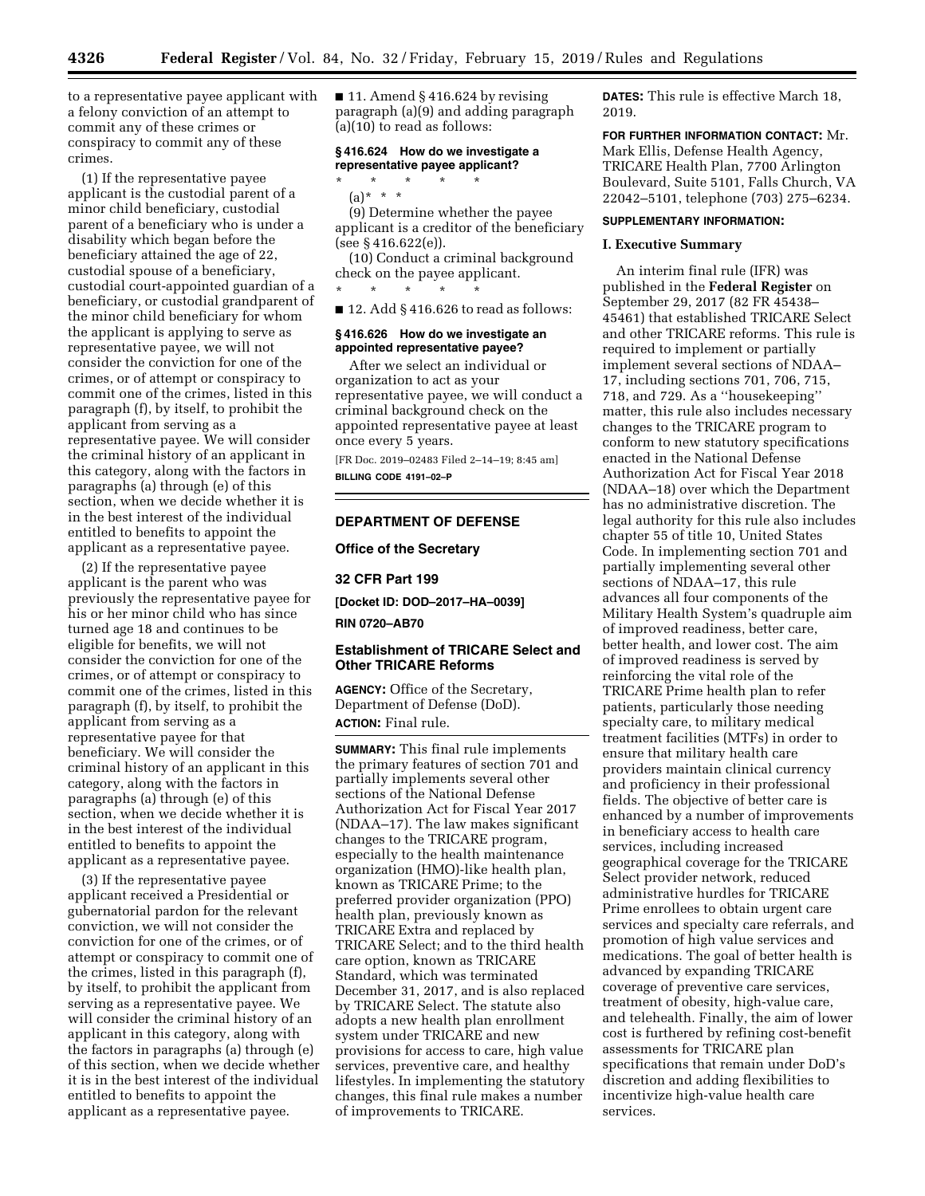to a representative payee applicant with a felony conviction of an attempt to commit any of these crimes or conspiracy to commit any of these crimes.

(1) If the representative payee applicant is the custodial parent of a minor child beneficiary, custodial parent of a beneficiary who is under a disability which began before the beneficiary attained the age of 22, custodial spouse of a beneficiary, custodial court-appointed guardian of a beneficiary, or custodial grandparent of the minor child beneficiary for whom the applicant is applying to serve as representative payee, we will not consider the conviction for one of the crimes, or of attempt or conspiracy to commit one of the crimes, listed in this paragraph (f), by itself, to prohibit the applicant from serving as a representative payee. We will consider the criminal history of an applicant in this category, along with the factors in paragraphs (a) through (e) of this section, when we decide whether it is in the best interest of the individual entitled to benefits to appoint the applicant as a representative payee.

(2) If the representative payee applicant is the parent who was previously the representative payee for his or her minor child who has since turned age 18 and continues to be eligible for benefits, we will not consider the conviction for one of the crimes, or of attempt or conspiracy to commit one of the crimes, listed in this paragraph (f), by itself, to prohibit the applicant from serving as a representative payee for that beneficiary. We will consider the criminal history of an applicant in this category, along with the factors in paragraphs (a) through (e) of this section, when we decide whether it is in the best interest of the individual entitled to benefits to appoint the applicant as a representative payee.

(3) If the representative payee applicant received a Presidential or gubernatorial pardon for the relevant conviction, we will not consider the conviction for one of the crimes, or of attempt or conspiracy to commit one of the crimes, listed in this paragraph (f), by itself, to prohibit the applicant from serving as a representative payee. We will consider the criminal history of an applicant in this category, along with the factors in paragraphs (a) through (e) of this section, when we decide whether it is in the best interest of the individual entitled to benefits to appoint the applicant as a representative payee.

■ 11. Amend § 416.624 by revising paragraph (a)(9) and adding paragraph (a)(10) to read as follows:

**§ 416.624 How do we investigate a representative payee applicant?**

\* \* \* \* \*

(a)\* \* \*

(9) Determine whether the payee applicant is a creditor of the beneficiary (see § 416.622(e)).

(10) Conduct a criminal background check on the payee applicant.

\* \* \* \* \*

■ 12. Add § 416.626 to read as follows:

**§ 416.626 How do we investigate an appointed representative payee?**

After we select an individual or organization to act as your representative payee, we will conduct a criminal background check on the appointed representative payee at least once every 5 years.

[FR Doc. 2019–02483 Filed 2–14–19; 8:45 am]

**BILLING CODE 4191–02–P**

---

## DEPARTMENT OF DEFENSE

### Office of the Secretary

### 32 CFR Part 199

**[Docket ID: DOD–2017–HA–0039]**

**RIN 0720–AB70**

## Establishment of TRICARE Select and Other TRICARE Reforms

**AGENCY:** Office of the Secretary, Department of Defense (DoD).

**ACTION:** Final rule.

**SUMMARY:** This final rule implements the primary features of section 701 and partially implements several other sections of the National Defense Authorization Act for Fiscal Year 2017 (NDAA–17). The law makes significant changes to the TRICARE program, especially to the health maintenance organization (HMO)-like health plan, known as TRICARE Prime; to the preferred provider organization (PPO) health plan, previously known as TRICARE Extra and replaced by TRICARE Select; and to the third health care option, known as TRICARE Standard, which was terminated December 31, 2017, and is also replaced by TRICARE Select. The statute also adopts a new health plan enrollment system under TRICARE and new provisions for access to care, high value services, preventive care, and healthy lifestyles. In implementing the statutory changes, this final rule makes a number of improvements to TRICARE.

**DATES:** This rule is effective March 18, 2019.

**FOR FURTHER INFORMATION CONTACT:** Mr. Mark Ellis, Defense Health Agency, TRICARE Health Plan, 7700 Arlington Boulevard, Suite 5101, Falls Church, VA 22042–5101, telephone (703) 275–6234.

**SUPPLEMENTARY INFORMATION:**

### I. Executive Summary

An interim final rule (IFR) was published in the **Federal Register** on September 29, 2017 (82 FR 45438–45461) that established TRICARE Select and other TRICARE reforms. This rule is required to implement or partially implement several sections of NDAA–17, including sections 701, 706, 715, 718, and 729. As a ''housekeeping'' matter, this rule also includes necessary changes to the TRICARE program to conform to new statutory specifications enacted in the National Defense Authorization Act for Fiscal Year 2018 (NDAA–18) over which the Department has no administrative discretion. The legal authority for this rule also includes chapter 55 of title 10, United States Code. In implementing section 701 and partially implementing several other sections of NDAA–17, this rule advances all four components of the Military Health System's quadruple aim of improved readiness, better care, better health, and lower cost. The aim of improved readiness is served by reinforcing the vital role of the TRICARE Prime health plan to refer patients, particularly those needing specialty care, to military medical treatment facilities (MTFs) in order to ensure that military health care providers maintain clinical currency and proficiency in their professional fields. The objective of better care is enhanced by a number of improvements in beneficiary access to health care services, including increased geographical coverage for the TRICARE Select provider network, reduced administrative hurdles for TRICARE Prime enrollees to obtain urgent care services and specialty care referrals, and promotion of high value services and medications. The goal of better health is advanced by expanding TRICARE coverage of preventive care services, treatment of obesity, high-value care, and telehealth. Finally, the aim of lower cost is furthered by refining cost-benefit assessments for TRICARE plan specifications that remain under DoD's discretion and adding flexibilities to incentivize high-value health care services.